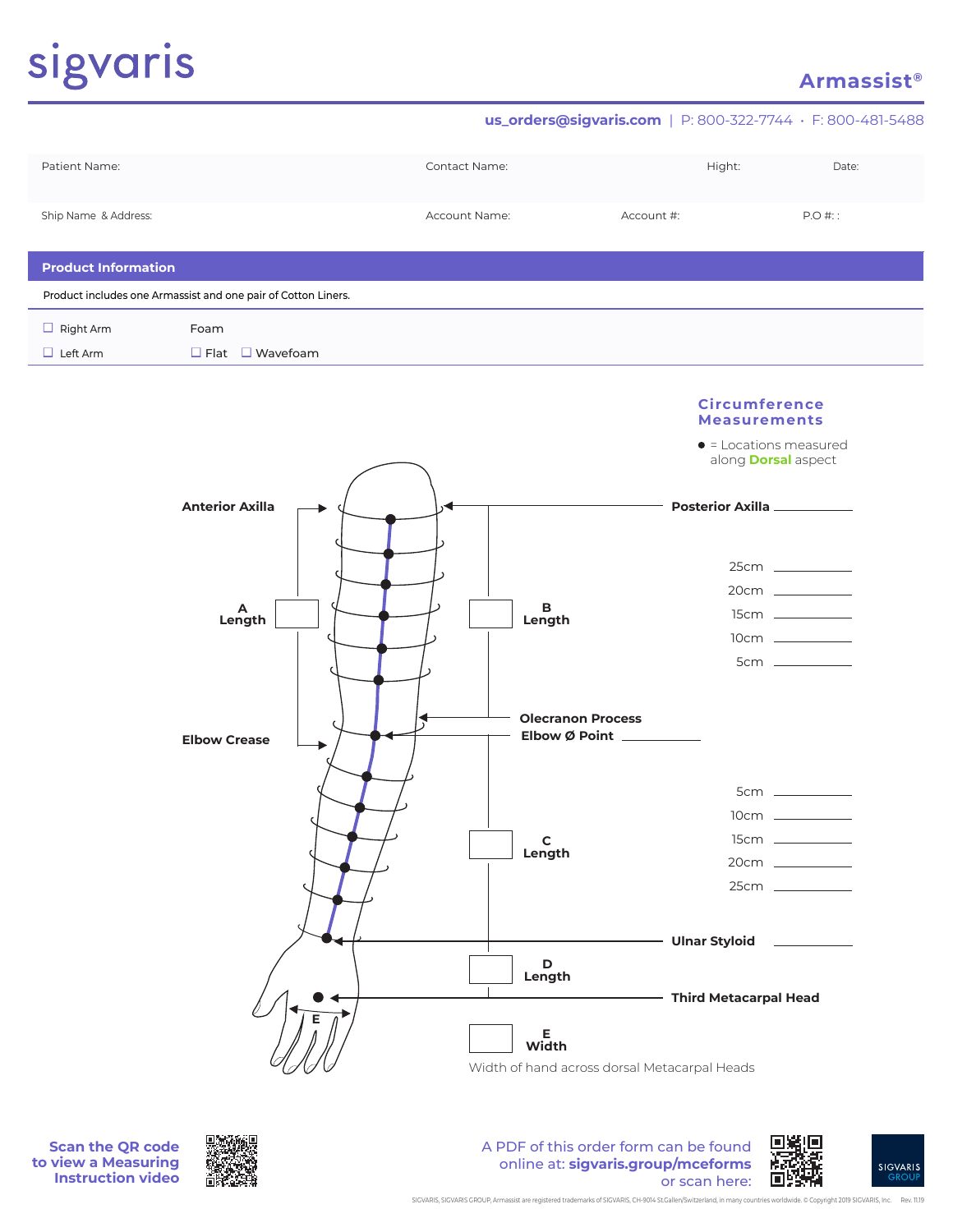sigvaris

**Armassist®**

**us_orders@sigvaris.com** | P: 800-322-7744 • F: 800-481-5488

| Patient Name: | Contact Name: | Hight: | Date: |
|---|---|---|---|
| Ship Name & Address: | Account Name: | Account #: | P.O #: : |

## Product Information

Product includes one Armassist and one pair of Cotton Liners.

- ☐ Right Arm
- ☐ Left Arm

Foam

☐ Flat ☐ Wavefoam

### Circumference Measurements

● = Locations measured along **Dorsal** aspect

**Anterior Axilla**

**A Length**

**Elbow Crease**

**Posterior Axilla** ________

**B Length**

25cm ________

20cm ________

15cm ________

10cm ________

5cm ________

**Olecranon Process**

**Elbow Ø Point** ________

**C Length**

5cm ________

10cm ________

15cm ________

20cm ________

25cm ________

**Ulnar Styloid** ________

**D Length**

**Third Metacarpal Head**

**E Width**

Width of hand across dorsal Metacarpal Heads

**Scan the QR code to view a Measuring Instruction video**

A PDF of this order form can be found online at: **sigvaris.group/mceforms** or scan here:

SIGVARIS GROUP

SIGVARIS, SIGVARIS GROUP, Armassist are registered trademarks of SIGVARIS, CH-9014 St.Gallen/Switzerland, in many countries worldwide. © Copyright 2019 SIGVARIS, Inc. Rev. 11.19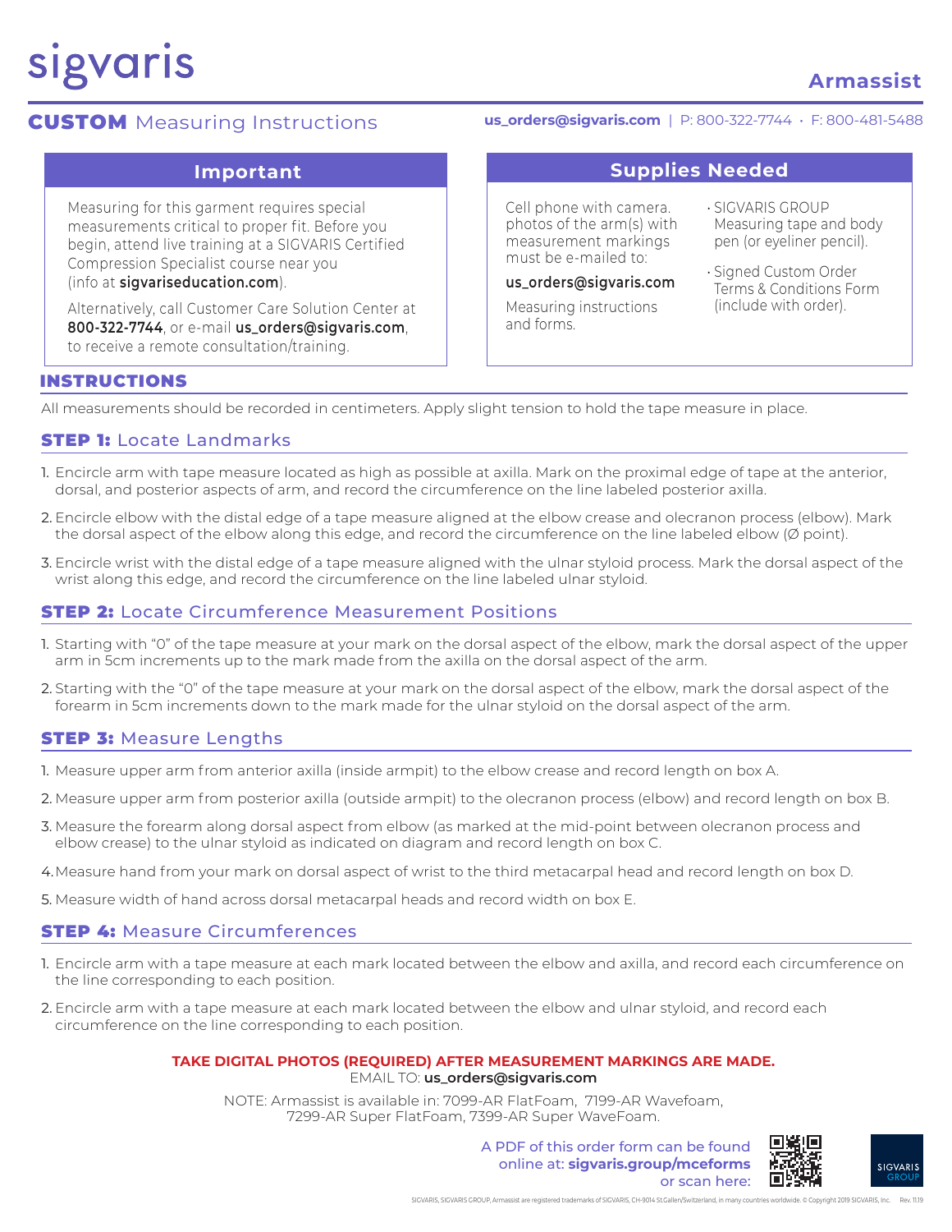# sigvaris

**Armassist**

## CUSTOM Measuring Instructions

**us_orders@sigvaris.com** | P: 800-322-7744 • F: 800-481-5488

### Important

Measuring for this garment requires special measurements critical to proper fit. Before you begin, attend live training at a SIGVARIS Certified Compression Specialist course near you (info at **sigvariseducation.com**).

Alternatively, call Customer Care Solution Center at **800-322-7744**, or e-mail **us_orders@sigvaris.com**, to receive a remote consultation/training.

### Supplies Needed

Cell phone with camera. photos of the arm(s) with measurement markings must be e-mailed to:

**us_orders@sigvaris.com**

Measuring instructions and forms.

- SIGVARIS GROUP Measuring tape and body pen (or eyeliner pencil).
- Signed Custom Order Terms & Conditions Form (include with order).

## INSTRUCTIONS

All measurements should be recorded in centimeters. Apply slight tension to hold the tape measure in place.

### STEP 1: Locate Landmarks

1. Encircle arm with tape measure located as high as possible at axilla. Mark on the proximal edge of tape at the anterior, dorsal, and posterior aspects of arm, and record the circumference on the line labeled posterior axilla.
2. Encircle elbow with the distal edge of a tape measure aligned at the elbow crease and olecranon process (elbow). Mark the dorsal aspect of the elbow along this edge, and record the circumference on the line labeled elbow (Ø point).
3. Encircle wrist with the distal edge of a tape measure aligned with the ulnar styloid process. Mark the dorsal aspect of the wrist along this edge, and record the circumference on the line labeled ulnar styloid.

### STEP 2: Locate Circumference Measurement Positions

1. Starting with "0" of the tape measure at your mark on the dorsal aspect of the elbow, mark the dorsal aspect of the upper arm in 5cm increments up to the mark made from the axilla on the dorsal aspect of the arm.
2. Starting with the "0" of the tape measure at your mark on the dorsal aspect of the elbow, mark the dorsal aspect of the forearm in 5cm increments down to the mark made for the ulnar styloid on the dorsal aspect of the arm.

### STEP 3: Measure Lengths

1. Measure upper arm from anterior axilla (inside armpit) to the elbow crease and record length on box A.
2. Measure upper arm from posterior axilla (outside armpit) to the olecranon process (elbow) and record length on box B.
3. Measure the forearm along dorsal aspect from elbow (as marked at the mid-point between olecranon process and elbow crease) to the ulnar styloid as indicated on diagram and record length on box C.
4. Measure hand from your mark on dorsal aspect of wrist to the third metacarpal head and record length on box D.
5. Measure width of hand across dorsal metacarpal heads and record width on box E.

### STEP 4: Measure Circumferences

1. Encircle arm with a tape measure at each mark located between the elbow and axilla, and record each circumference on the line corresponding to each position.
2. Encircle arm with a tape measure at each mark located between the elbow and ulnar styloid, and record each circumference on the line corresponding to each position.

**TAKE DIGITAL PHOTOS (REQUIRED) AFTER MEASUREMENT MARKINGS ARE MADE.**
EMAIL TO: **us_orders@sigvaris.com**

NOTE: Armassist is available in: 7099-AR FlatFoam, 7199-AR Wavefoam, 7299-AR Super FlatFoam, 7399-AR Super WaveFoam.

A PDF of this order form can be found online at: **sigvaris.group/mceforms** or scan here:

SIGVARIS GROUP

SIGVARIS, SIGVARIS GROUP, Armassist are registered trademarks of SIGVARIS, CH-9014 St.Gallen/Switzerland, in many countries worldwide. © Copyright 2019 SIGVARIS, Inc. Rev. 11.19